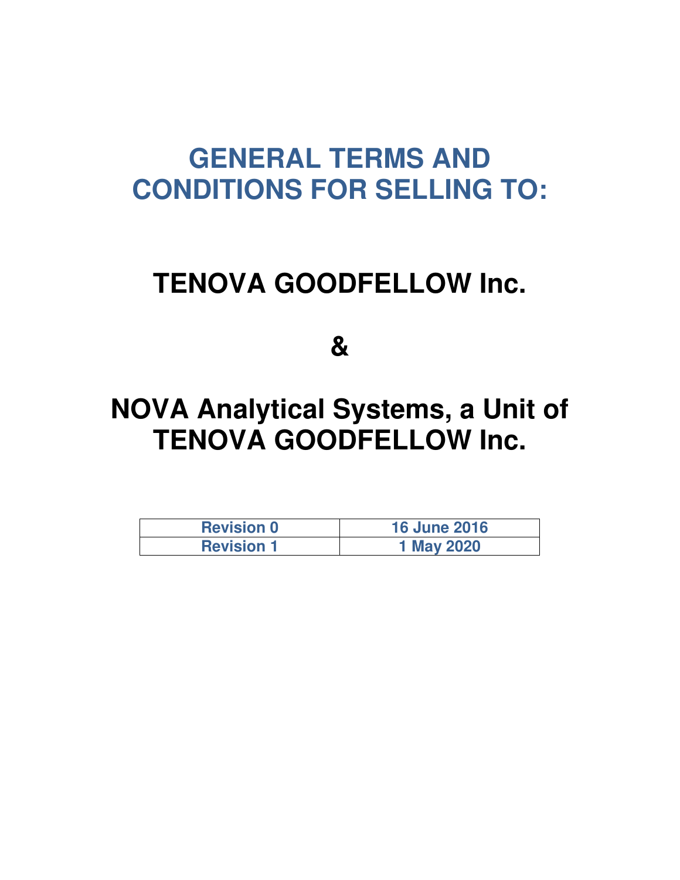# GENERAL TERMS AND CONDITIONS FOR SELLING TO:

# TENOVA GOODFELLOW Inc.

# &

# NOVA Analytical Systems, a Unit of TENOVA GOODFELLOW Inc.

| Revision 0 | 16 June 2016 |
|---|---|
| Revision 1 | 1 May 2020 |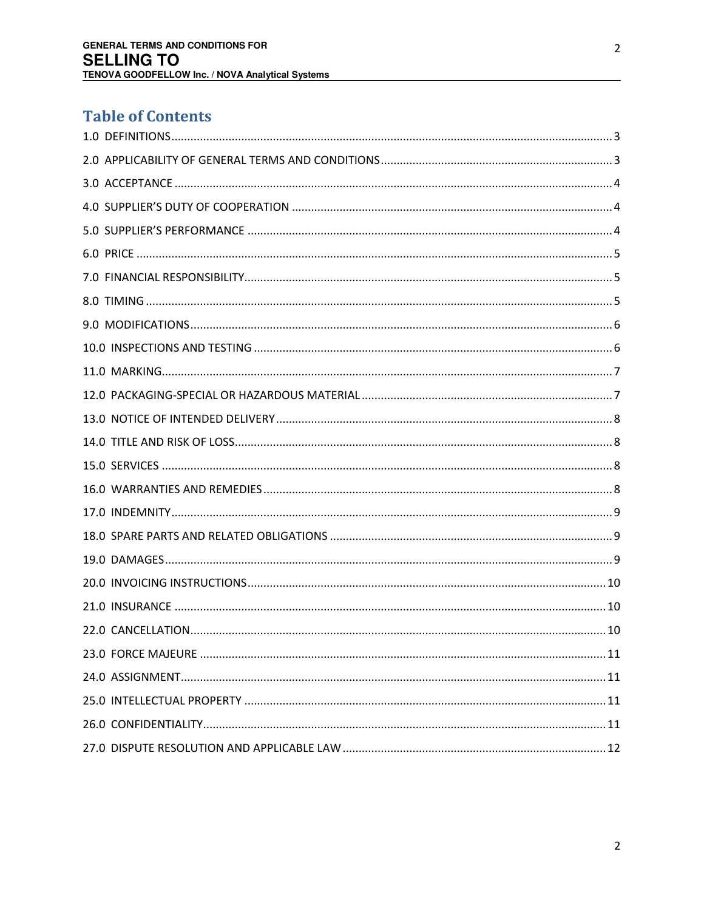## Table of Contents

1.0 DEFINITIONS .......... 3

2.0 APPLICABILITY OF GENERAL TERMS AND CONDITIONS .......... 3

3.0 ACCEPTANCE .......... 4

4.0 SUPPLIER'S DUTY OF COOPERATION .......... 4

5.0 SUPPLIER'S PERFORMANCE .......... 4

6.0 PRICE .......... 5

7.0 FINANCIAL RESPONSIBILITY .......... 5

8.0 TIMING .......... 5

9.0 MODIFICATIONS .......... 6

10.0 INSPECTIONS AND TESTING .......... 6

11.0 MARKING .......... 7

12.0 PACKAGING-SPECIAL OR HAZARDOUS MATERIAL .......... 7

13.0 NOTICE OF INTENDED DELIVERY .......... 8

14.0 TITLE AND RISK OF LOSS .......... 8

15.0 SERVICES .......... 8

16.0 WARRANTIES AND REMEDIES .......... 8

17.0 INDEMNITY .......... 9

18.0 SPARE PARTS AND RELATED OBLIGATIONS .......... 9

19.0 DAMAGES .......... 9

20.0 INVOICING INSTRUCTIONS .......... 10

21.0 INSURANCE .......... 10

22.0 CANCELLATION .......... 10

23.0 FORCE MAJEURE .......... 11

24.0 ASSIGNMENT .......... 11

25.0 INTELLECTUAL PROPERTY .......... 11

26.0 CONFIDENTIALITY .......... 11

27.0 DISPUTE RESOLUTION AND APPLICABLE LAW .......... 12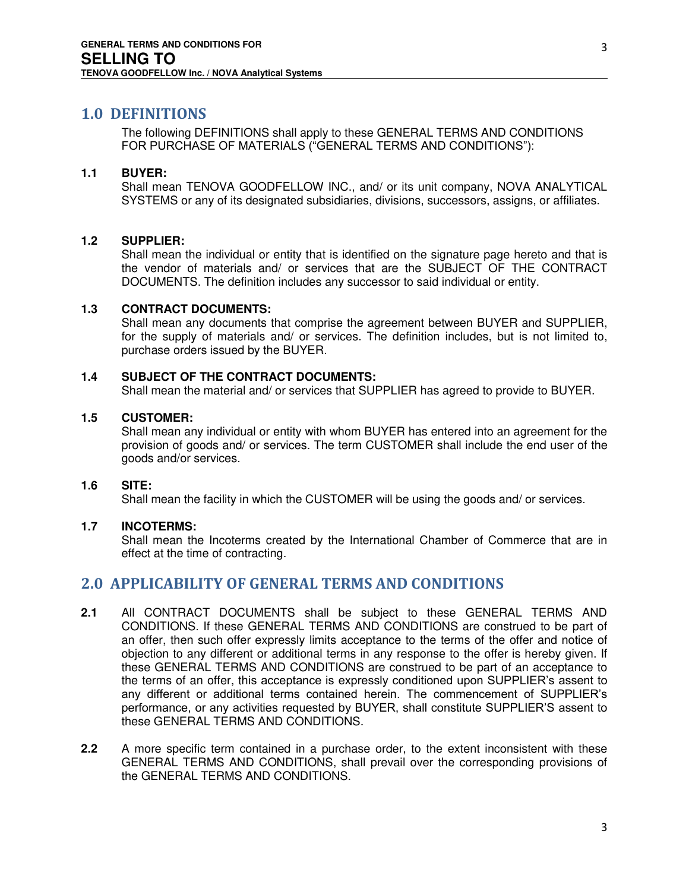## 1.0 DEFINITIONS

The following DEFINITIONS shall apply to these GENERAL TERMS AND CONDITIONS FOR PURCHASE OF MATERIALS ("GENERAL TERMS AND CONDITIONS"):

**1.1 BUYER:**
Shall mean TENOVA GOODFELLOW INC., and/ or its unit company, NOVA ANALYTICAL SYSTEMS or any of its designated subsidiaries, divisions, successors, assigns, or affiliates.

**1.2 SUPPLIER:**
Shall mean the individual or entity that is identified on the signature page hereto and that is the vendor of materials and/ or services that are the SUBJECT OF THE CONTRACT DOCUMENTS. The definition includes any successor to said individual or entity.

**1.3 CONTRACT DOCUMENTS:**
Shall mean any documents that comprise the agreement between BUYER and SUPPLIER, for the supply of materials and/ or services. The definition includes, but is not limited to, purchase orders issued by the BUYER.

**1.4 SUBJECT OF THE CONTRACT DOCUMENTS:**
Shall mean the material and/ or services that SUPPLIER has agreed to provide to BUYER.

**1.5 CUSTOMER:**
Shall mean any individual or entity with whom BUYER has entered into an agreement for the provision of goods and/ or services. The term CUSTOMER shall include the end user of the goods and/or services.

**1.6 SITE:**
Shall mean the facility in which the CUSTOMER will be using the goods and/ or services.

**1.7 INCOTERMS:**
Shall mean the Incoterms created by the International Chamber of Commerce that are in effect at the time of contracting.

## 2.0 APPLICABILITY OF GENERAL TERMS AND CONDITIONS

**2.1** All CONTRACT DOCUMENTS shall be subject to these GENERAL TERMS AND CONDITIONS. If these GENERAL TERMS AND CONDITIONS are construed to be part of an offer, then such offer expressly limits acceptance to the terms of the offer and notice of objection to any different or additional terms in any response to the offer is hereby given. If these GENERAL TERMS AND CONDITIONS are construed to be part of an acceptance to the terms of an offer, this acceptance is expressly conditioned upon SUPPLIER's assent to any different or additional terms contained herein. The commencement of SUPPLIER's performance, or any activities requested by BUYER, shall constitute SUPPLIER'S assent to these GENERAL TERMS AND CONDITIONS.

**2.2** A more specific term contained in a purchase order, to the extent inconsistent with these GENERAL TERMS AND CONDITIONS, shall prevail over the corresponding provisions of the GENERAL TERMS AND CONDITIONS.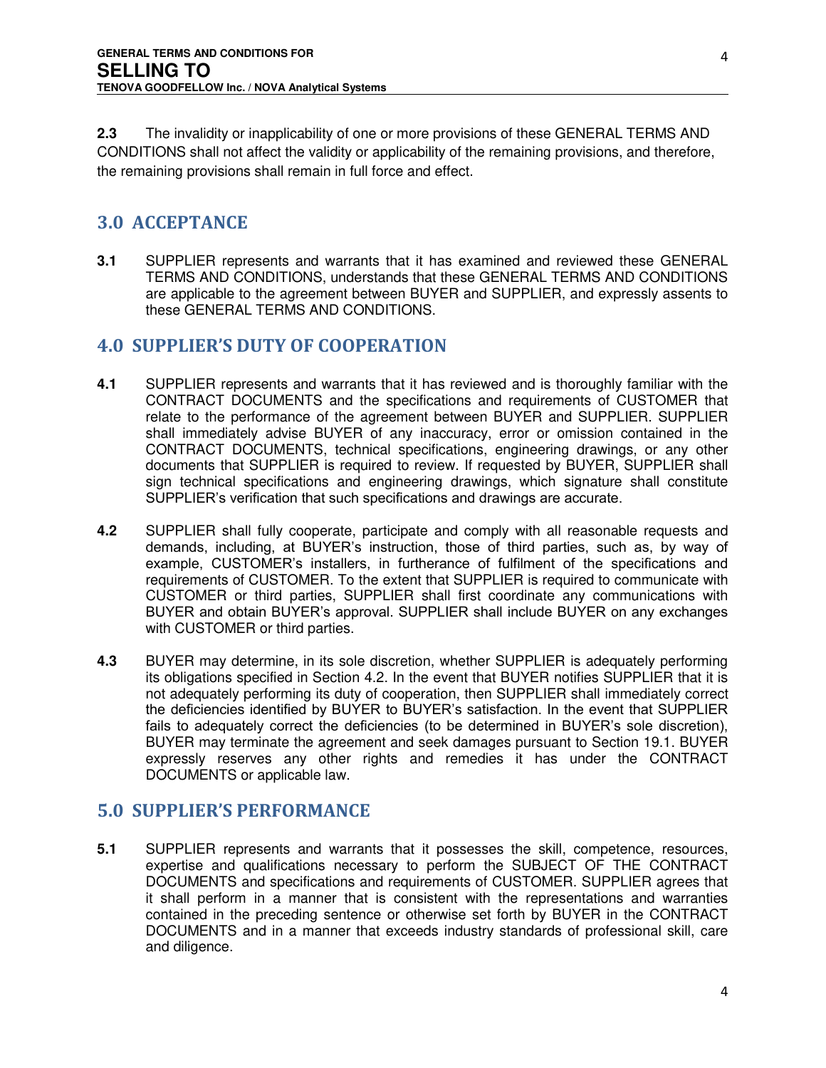**2.3** The invalidity or inapplicability of one or more provisions of these GENERAL TERMS AND CONDITIONS shall not affect the validity or applicability of the remaining provisions, and therefore, the remaining provisions shall remain in full force and effect.

## 3.0 ACCEPTANCE

**3.1** SUPPLIER represents and warrants that it has examined and reviewed these GENERAL TERMS AND CONDITIONS, understands that these GENERAL TERMS AND CONDITIONS are applicable to the agreement between BUYER and SUPPLIER, and expressly assents to these GENERAL TERMS AND CONDITIONS.

## 4.0 SUPPLIER'S DUTY OF COOPERATION

**4.1** SUPPLIER represents and warrants that it has reviewed and is thoroughly familiar with the CONTRACT DOCUMENTS and the specifications and requirements of CUSTOMER that relate to the performance of the agreement between BUYER and SUPPLIER. SUPPLIER shall immediately advise BUYER of any inaccuracy, error or omission contained in the CONTRACT DOCUMENTS, technical specifications, engineering drawings, or any other documents that SUPPLIER is required to review. If requested by BUYER, SUPPLIER shall sign technical specifications and engineering drawings, which signature shall constitute SUPPLIER's verification that such specifications and drawings are accurate.

**4.2** SUPPLIER shall fully cooperate, participate and comply with all reasonable requests and demands, including, at BUYER's instruction, those of third parties, such as, by way of example, CUSTOMER's installers, in furtherance of fulfilment of the specifications and requirements of CUSTOMER. To the extent that SUPPLIER is required to communicate with CUSTOMER or third parties, SUPPLIER shall first coordinate any communications with BUYER and obtain BUYER's approval. SUPPLIER shall include BUYER on any exchanges with CUSTOMER or third parties.

**4.3** BUYER may determine, in its sole discretion, whether SUPPLIER is adequately performing its obligations specified in Section 4.2. In the event that BUYER notifies SUPPLIER that it is not adequately performing its duty of cooperation, then SUPPLIER shall immediately correct the deficiencies identified by BUYER to BUYER's satisfaction. In the event that SUPPLIER fails to adequately correct the deficiencies (to be determined in BUYER's sole discretion), BUYER may terminate the agreement and seek damages pursuant to Section 19.1. BUYER expressly reserves any other rights and remedies it has under the CONTRACT DOCUMENTS or applicable law.

## 5.0 SUPPLIER'S PERFORMANCE

**5.1** SUPPLIER represents and warrants that it possesses the skill, competence, resources, expertise and qualifications necessary to perform the SUBJECT OF THE CONTRACT DOCUMENTS and specifications and requirements of CUSTOMER. SUPPLIER agrees that it shall perform in a manner that is consistent with the representations and warranties contained in the preceding sentence or otherwise set forth by BUYER in the CONTRACT DOCUMENTS and in a manner that exceeds industry standards of professional skill, care and diligence.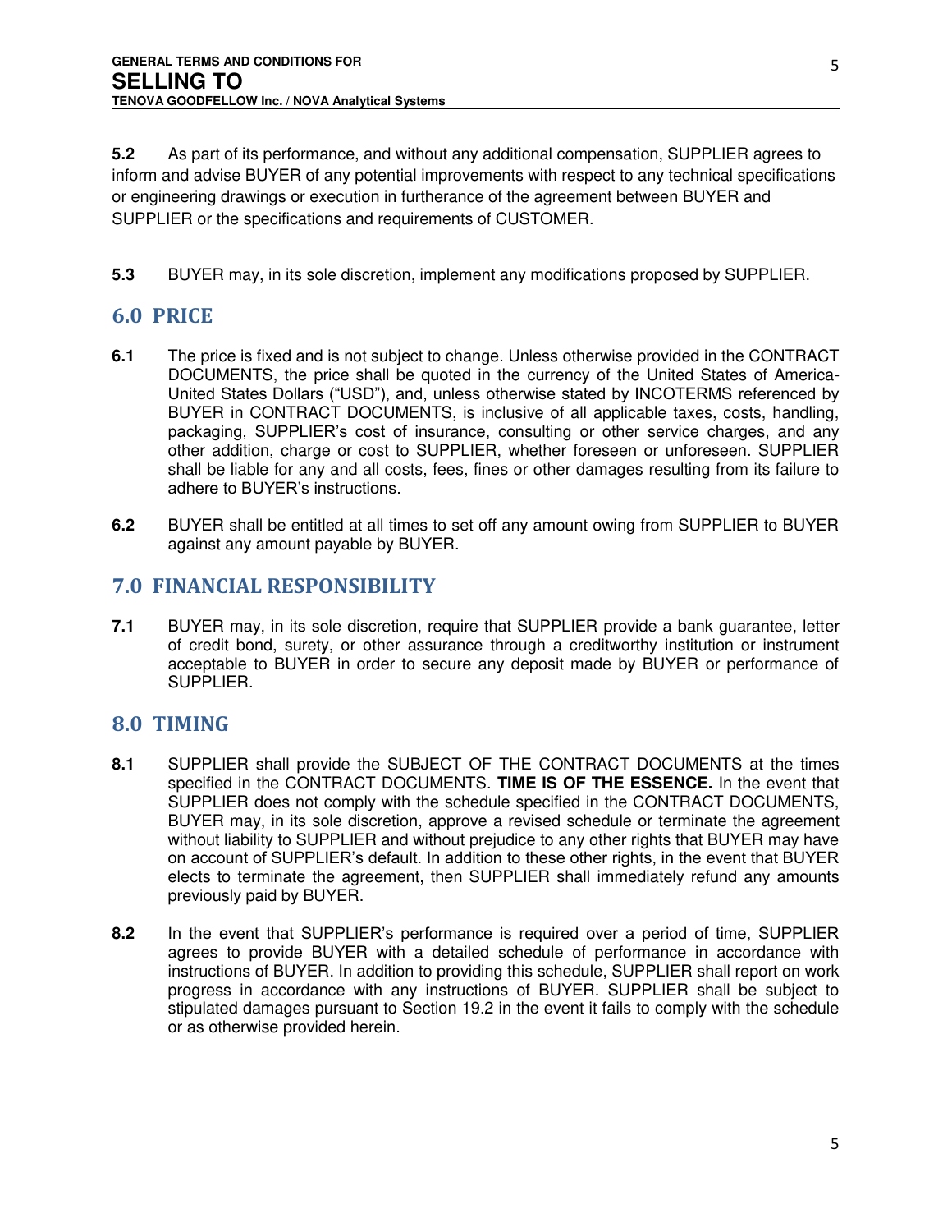**5.2** As part of its performance, and without any additional compensation, SUPPLIER agrees to inform and advise BUYER of any potential improvements with respect to any technical specifications or engineering drawings or execution in furtherance of the agreement between BUYER and SUPPLIER or the specifications and requirements of CUSTOMER.

**5.3** BUYER may, in its sole discretion, implement any modifications proposed by SUPPLIER.

## 6.0 PRICE

**6.1** The price is fixed and is not subject to change. Unless otherwise provided in the CONTRACT DOCUMENTS, the price shall be quoted in the currency of the United States of America-United States Dollars ("USD"), and, unless otherwise stated by INCOTERMS referenced by BUYER in CONTRACT DOCUMENTS, is inclusive of all applicable taxes, costs, handling, packaging, SUPPLIER's cost of insurance, consulting or other service charges, and any other addition, charge or cost to SUPPLIER, whether foreseen or unforeseen. SUPPLIER shall be liable for any and all costs, fees, fines or other damages resulting from its failure to adhere to BUYER's instructions.

**6.2** BUYER shall be entitled at all times to set off any amount owing from SUPPLIER to BUYER against any amount payable by BUYER.

## 7.0 FINANCIAL RESPONSIBILITY

**7.1** BUYER may, in its sole discretion, require that SUPPLIER provide a bank guarantee, letter of credit bond, surety, or other assurance through a creditworthy institution or instrument acceptable to BUYER in order to secure any deposit made by BUYER or performance of SUPPLIER.

## 8.0 TIMING

**8.1** SUPPLIER shall provide the SUBJECT OF THE CONTRACT DOCUMENTS at the times specified in the CONTRACT DOCUMENTS. **TIME IS OF THE ESSENCE.** In the event that SUPPLIER does not comply with the schedule specified in the CONTRACT DOCUMENTS, BUYER may, in its sole discretion, approve a revised schedule or terminate the agreement without liability to SUPPLIER and without prejudice to any other rights that BUYER may have on account of SUPPLIER's default. In addition to these other rights, in the event that BUYER elects to terminate the agreement, then SUPPLIER shall immediately refund any amounts previously paid by BUYER.

**8.2** In the event that SUPPLIER's performance is required over a period of time, SUPPLIER agrees to provide BUYER with a detailed schedule of performance in accordance with instructions of BUYER. In addition to providing this schedule, SUPPLIER shall report on work progress in accordance with any instructions of BUYER. SUPPLIER shall be subject to stipulated damages pursuant to Section 19.2 in the event it fails to comply with the schedule or as otherwise provided herein.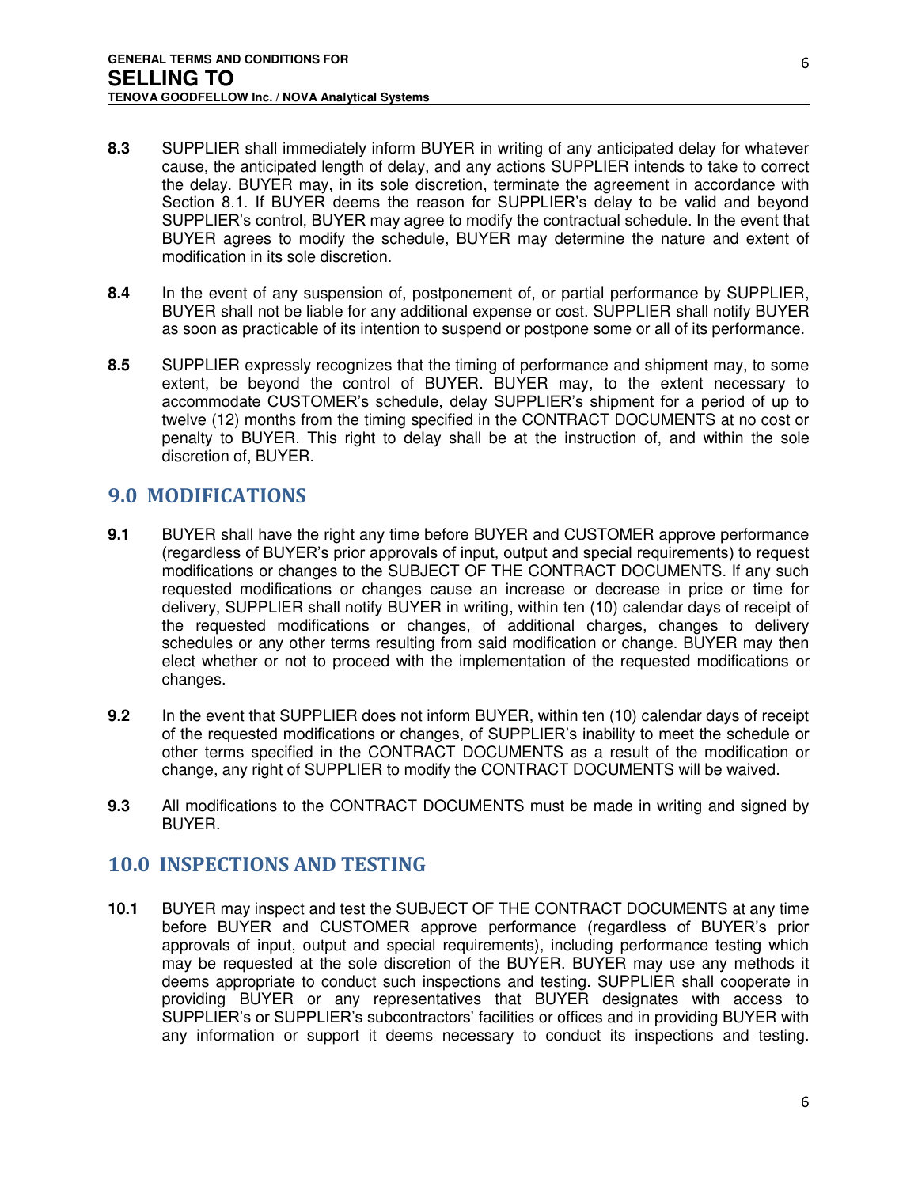**8.3** SUPPLIER shall immediately inform BUYER in writing of any anticipated delay for whatever cause, the anticipated length of delay, and any actions SUPPLIER intends to take to correct the delay. BUYER may, in its sole discretion, terminate the agreement in accordance with Section 8.1. If BUYER deems the reason for SUPPLIER's delay to be valid and beyond SUPPLIER's control, BUYER may agree to modify the contractual schedule. In the event that BUYER agrees to modify the schedule, BUYER may determine the nature and extent of modification in its sole discretion.

**8.4** In the event of any suspension of, postponement of, or partial performance by SUPPLIER, BUYER shall not be liable for any additional expense or cost. SUPPLIER shall notify BUYER as soon as practicable of its intention to suspend or postpone some or all of its performance.

**8.5** SUPPLIER expressly recognizes that the timing of performance and shipment may, to some extent, be beyond the control of BUYER. BUYER may, to the extent necessary to accommodate CUSTOMER's schedule, delay SUPPLIER's shipment for a period of up to twelve (12) months from the timing specified in the CONTRACT DOCUMENTS at no cost or penalty to BUYER. This right to delay shall be at the instruction of, and within the sole discretion of, BUYER.

## 9.0 MODIFICATIONS

**9.1** BUYER shall have the right any time before BUYER and CUSTOMER approve performance (regardless of BUYER's prior approvals of input, output and special requirements) to request modifications or changes to the SUBJECT OF THE CONTRACT DOCUMENTS. If any such requested modifications or changes cause an increase or decrease in price or time for delivery, SUPPLIER shall notify BUYER in writing, within ten (10) calendar days of receipt of the requested modifications or changes, of additional charges, changes to delivery schedules or any other terms resulting from said modification or change. BUYER may then elect whether or not to proceed with the implementation of the requested modifications or changes.

**9.2** In the event that SUPPLIER does not inform BUYER, within ten (10) calendar days of receipt of the requested modifications or changes, of SUPPLIER's inability to meet the schedule or other terms specified in the CONTRACT DOCUMENTS as a result of the modification or change, any right of SUPPLIER to modify the CONTRACT DOCUMENTS will be waived.

**9.3** All modifications to the CONTRACT DOCUMENTS must be made in writing and signed by BUYER.

## 10.0 INSPECTIONS AND TESTING

**10.1** BUYER may inspect and test the SUBJECT OF THE CONTRACT DOCUMENTS at any time before BUYER and CUSTOMER approve performance (regardless of BUYER's prior approvals of input, output and special requirements), including performance testing which may be requested at the sole discretion of the BUYER. BUYER may use any methods it deems appropriate to conduct such inspections and testing. SUPPLIER shall cooperate in providing BUYER or any representatives that BUYER designates with access to SUPPLIER's or SUPPLIER's subcontractors' facilities or offices and in providing BUYER with any information or support it deems necessary to conduct its inspections and testing.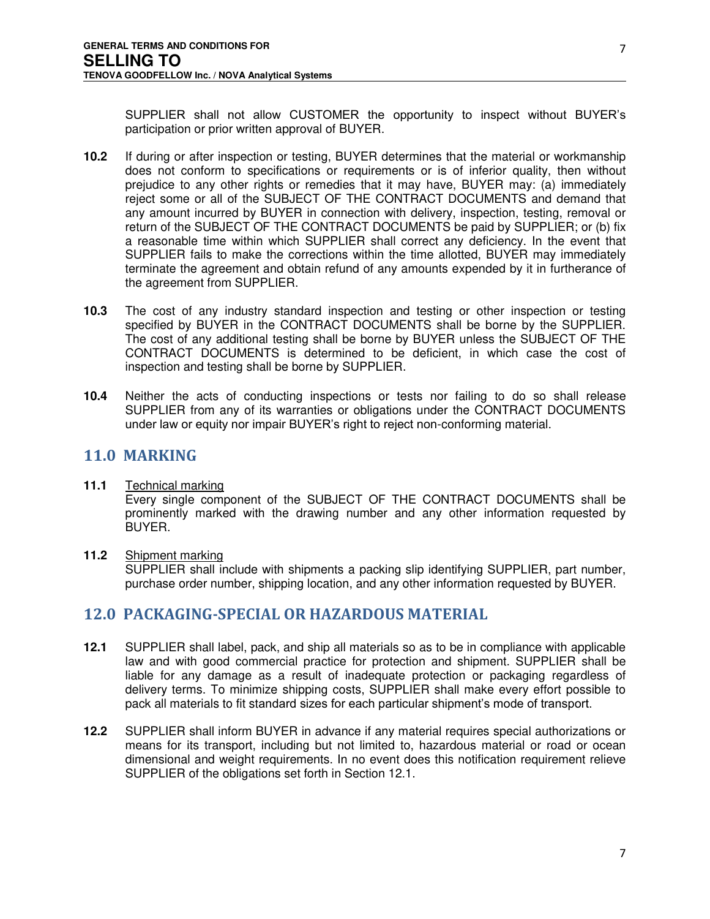SUPPLIER shall not allow CUSTOMER the opportunity to inspect without BUYER's participation or prior written approval of BUYER.

**10.2** If during or after inspection or testing, BUYER determines that the material or workmanship does not conform to specifications or requirements or is of inferior quality, then without prejudice to any other rights or remedies that it may have, BUYER may: (a) immediately reject some or all of the SUBJECT OF THE CONTRACT DOCUMENTS and demand that any amount incurred by BUYER in connection with delivery, inspection, testing, removal or return of the SUBJECT OF THE CONTRACT DOCUMENTS be paid by SUPPLIER; or (b) fix a reasonable time within which SUPPLIER shall correct any deficiency. In the event that SUPPLIER fails to make the corrections within the time allotted, BUYER may immediately terminate the agreement and obtain refund of any amounts expended by it in furtherance of the agreement from SUPPLIER.

**10.3** The cost of any industry standard inspection and testing or other inspection or testing specified by BUYER in the CONTRACT DOCUMENTS shall be borne by the SUPPLIER. The cost of any additional testing shall be borne by BUYER unless the SUBJECT OF THE CONTRACT DOCUMENTS is determined to be deficient, in which case the cost of inspection and testing shall be borne by SUPPLIER.

**10.4** Neither the acts of conducting inspections or tests nor failing to do so shall release SUPPLIER from any of its warranties or obligations under the CONTRACT DOCUMENTS under law or equity nor impair BUYER's right to reject non-conforming material.

## 11.0 MARKING

**11.1** Technical marking
Every single component of the SUBJECT OF THE CONTRACT DOCUMENTS shall be prominently marked with the drawing number and any other information requested by BUYER.

**11.2** Shipment marking
SUPPLIER shall include with shipments a packing slip identifying SUPPLIER, part number, purchase order number, shipping location, and any other information requested by BUYER.

## 12.0 PACKAGING-SPECIAL OR HAZARDOUS MATERIAL

**12.1** SUPPLIER shall label, pack, and ship all materials so as to be in compliance with applicable law and with good commercial practice for protection and shipment. SUPPLIER shall be liable for any damage as a result of inadequate protection or packaging regardless of delivery terms. To minimize shipping costs, SUPPLIER shall make every effort possible to pack all materials to fit standard sizes for each particular shipment's mode of transport.

**12.2** SUPPLIER shall inform BUYER in advance if any material requires special authorizations or means for its transport, including but not limited to, hazardous material or road or ocean dimensional and weight requirements. In no event does this notification requirement relieve SUPPLIER of the obligations set forth in Section 12.1.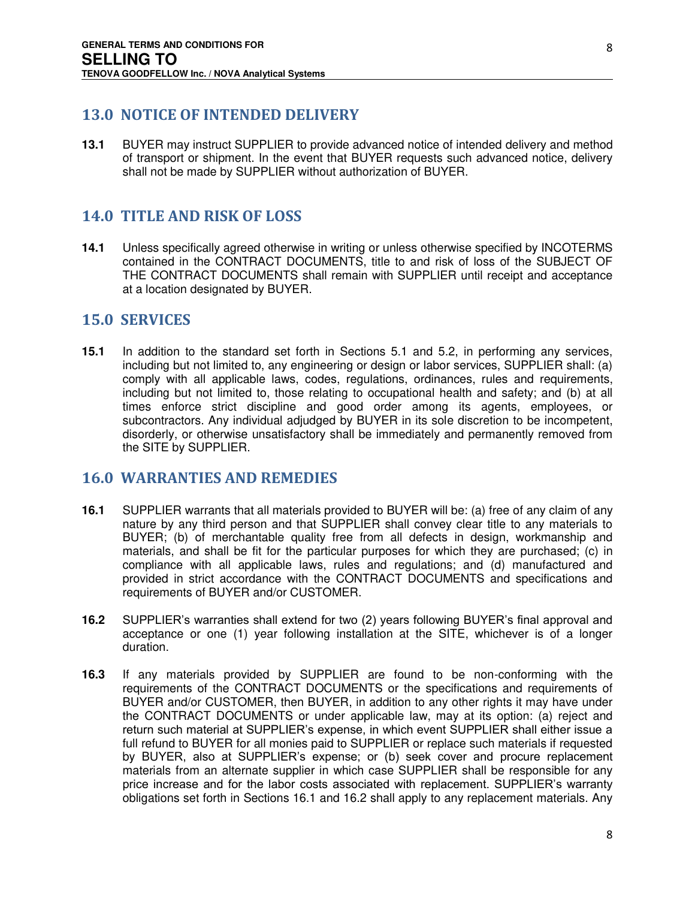## 13.0 NOTICE OF INTENDED DELIVERY

**13.1** BUYER may instruct SUPPLIER to provide advanced notice of intended delivery and method of transport or shipment. In the event that BUYER requests such advanced notice, delivery shall not be made by SUPPLIER without authorization of BUYER.

## 14.0 TITLE AND RISK OF LOSS

**14.1** Unless specifically agreed otherwise in writing or unless otherwise specified by INCOTERMS contained in the CONTRACT DOCUMENTS, title to and risk of loss of the SUBJECT OF THE CONTRACT DOCUMENTS shall remain with SUPPLIER until receipt and acceptance at a location designated by BUYER.

## 15.0 SERVICES

**15.1** In addition to the standard set forth in Sections 5.1 and 5.2, in performing any services, including but not limited to, any engineering or design or labor services, SUPPLIER shall: (a) comply with all applicable laws, codes, regulations, ordinances, rules and requirements, including but not limited to, those relating to occupational health and safety; and (b) at all times enforce strict discipline and good order among its agents, employees, or subcontractors. Any individual adjudged by BUYER in its sole discretion to be incompetent, disorderly, or otherwise unsatisfactory shall be immediately and permanently removed from the SITE by SUPPLIER.

## 16.0 WARRANTIES AND REMEDIES

**16.1** SUPPLIER warrants that all materials provided to BUYER will be: (a) free of any claim of any nature by any third person and that SUPPLIER shall convey clear title to any materials to BUYER; (b) of merchantable quality free from all defects in design, workmanship and materials, and shall be fit for the particular purposes for which they are purchased; (c) in compliance with all applicable laws, rules and regulations; and (d) manufactured and provided in strict accordance with the CONTRACT DOCUMENTS and specifications and requirements of BUYER and/or CUSTOMER.

**16.2** SUPPLIER's warranties shall extend for two (2) years following BUYER's final approval and acceptance or one (1) year following installation at the SITE, whichever is of a longer duration.

**16.3** If any materials provided by SUPPLIER are found to be non-conforming with the requirements of the CONTRACT DOCUMENTS or the specifications and requirements of BUYER and/or CUSTOMER, then BUYER, in addition to any other rights it may have under the CONTRACT DOCUMENTS or under applicable law, may at its option: (a) reject and return such material at SUPPLIER's expense, in which event SUPPLIER shall either issue a full refund to BUYER for all monies paid to SUPPLIER or replace such materials if requested by BUYER, also at SUPPLIER's expense; or (b) seek cover and procure replacement materials from an alternate supplier in which case SUPPLIER shall be responsible for any price increase and for the labor costs associated with replacement. SUPPLIER's warranty obligations set forth in Sections 16.1 and 16.2 shall apply to any replacement materials. Any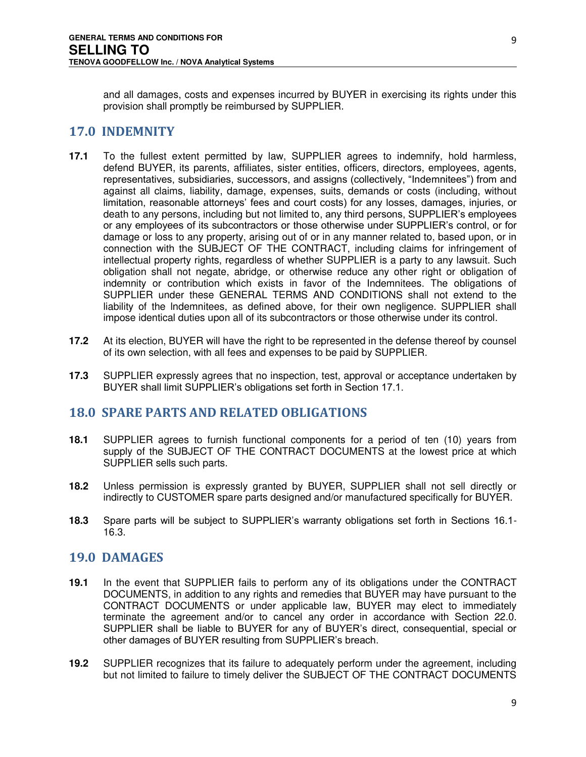and all damages, costs and expenses incurred by BUYER in exercising its rights under this provision shall promptly be reimbursed by SUPPLIER.

## 17.0 INDEMNITY

**17.1** To the fullest extent permitted by law, SUPPLIER agrees to indemnify, hold harmless, defend BUYER, its parents, affiliates, sister entities, officers, directors, employees, agents, representatives, subsidiaries, successors, and assigns (collectively, "Indemnitees") from and against all claims, liability, damage, expenses, suits, demands or costs (including, without limitation, reasonable attorneys' fees and court costs) for any losses, damages, injuries, or death to any persons, including but not limited to, any third persons, SUPPLIER's employees or any employees of its subcontractors or those otherwise under SUPPLIER's control, or for damage or loss to any property, arising out of or in any manner related to, based upon, or in connection with the SUBJECT OF THE CONTRACT, including claims for infringement of intellectual property rights, regardless of whether SUPPLIER is a party to any lawsuit. Such obligation shall not negate, abridge, or otherwise reduce any other right or obligation of indemnity or contribution which exists in favor of the Indemnitees. The obligations of SUPPLIER under these GENERAL TERMS AND CONDITIONS shall not extend to the liability of the Indemnitees, as defined above, for their own negligence. SUPPLIER shall impose identical duties upon all of its subcontractors or those otherwise under its control.

**17.2** At its election, BUYER will have the right to be represented in the defense thereof by counsel of its own selection, with all fees and expenses to be paid by SUPPLIER.

**17.3** SUPPLIER expressly agrees that no inspection, test, approval or acceptance undertaken by BUYER shall limit SUPPLIER's obligations set forth in Section 17.1.

## 18.0 SPARE PARTS AND RELATED OBLIGATIONS

**18.1** SUPPLIER agrees to furnish functional components for a period of ten (10) years from supply of the SUBJECT OF THE CONTRACT DOCUMENTS at the lowest price at which SUPPLIER sells such parts.

**18.2** Unless permission is expressly granted by BUYER, SUPPLIER shall not sell directly or indirectly to CUSTOMER spare parts designed and/or manufactured specifically for BUYER.

**18.3** Spare parts will be subject to SUPPLIER's warranty obligations set forth in Sections 16.1-16.3.

## 19.0 DAMAGES

**19.1** In the event that SUPPLIER fails to perform any of its obligations under the CONTRACT DOCUMENTS, in addition to any rights and remedies that BUYER may have pursuant to the CONTRACT DOCUMENTS or under applicable law, BUYER may elect to immediately terminate the agreement and/or to cancel any order in accordance with Section 22.0. SUPPLIER shall be liable to BUYER for any of BUYER's direct, consequential, special or other damages of BUYER resulting from SUPPLIER's breach.

**19.2** SUPPLIER recognizes that its failure to adequately perform under the agreement, including but not limited to failure to timely deliver the SUBJECT OF THE CONTRACT DOCUMENTS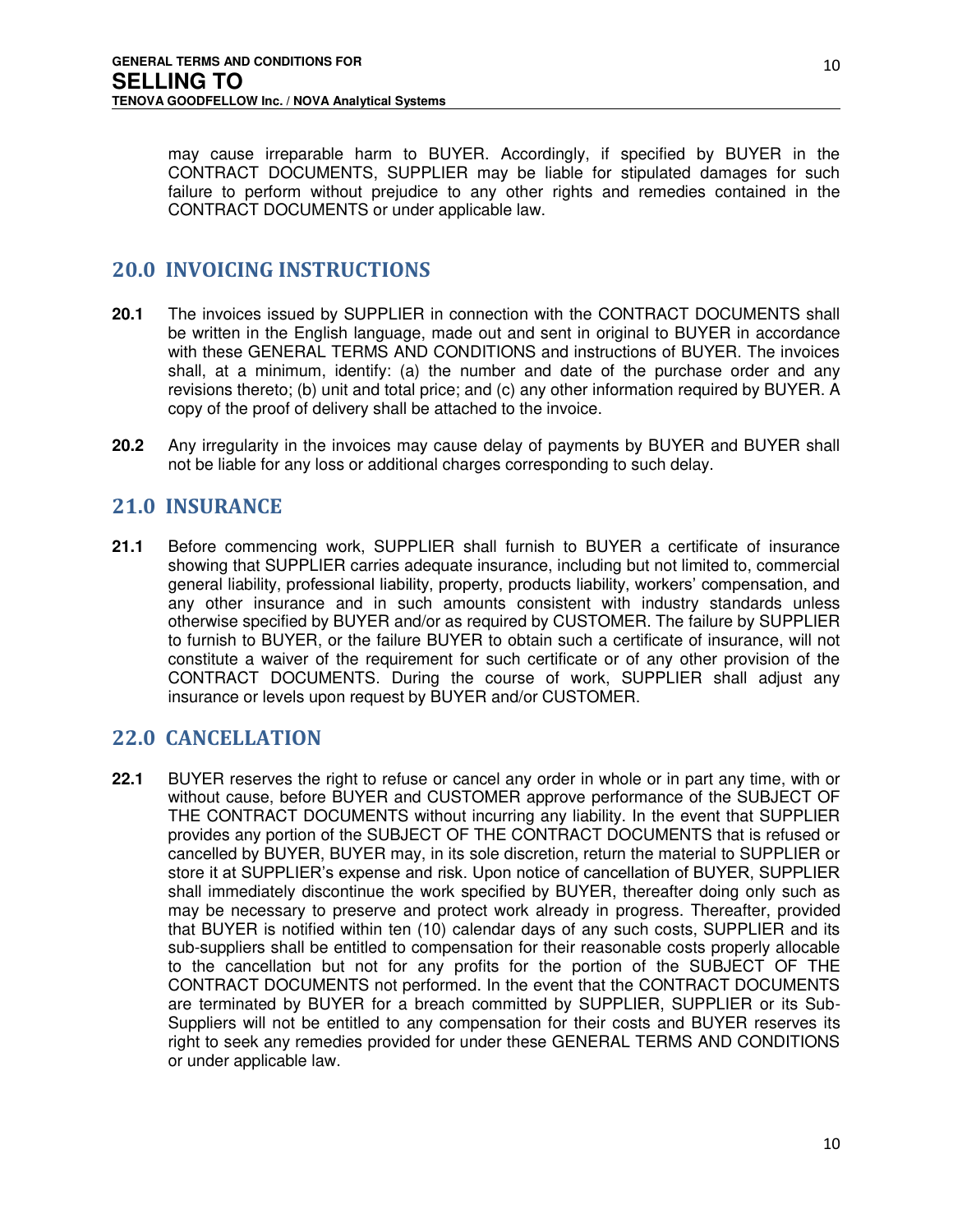may cause irreparable harm to BUYER. Accordingly, if specified by BUYER in the CONTRACT DOCUMENTS, SUPPLIER may be liable for stipulated damages for such failure to perform without prejudice to any other rights and remedies contained in the CONTRACT DOCUMENTS or under applicable law.

## 20.0 INVOICING INSTRUCTIONS

**20.1** The invoices issued by SUPPLIER in connection with the CONTRACT DOCUMENTS shall be written in the English language, made out and sent in original to BUYER in accordance with these GENERAL TERMS AND CONDITIONS and instructions of BUYER. The invoices shall, at a minimum, identify: (a) the number and date of the purchase order and any revisions thereto; (b) unit and total price; and (c) any other information required by BUYER. A copy of the proof of delivery shall be attached to the invoice.

**20.2** Any irregularity in the invoices may cause delay of payments by BUYER and BUYER shall not be liable for any loss or additional charges corresponding to such delay.

## 21.0 INSURANCE

**21.1** Before commencing work, SUPPLIER shall furnish to BUYER a certificate of insurance showing that SUPPLIER carries adequate insurance, including but not limited to, commercial general liability, professional liability, property, products liability, workers' compensation, and any other insurance and in such amounts consistent with industry standards unless otherwise specified by BUYER and/or as required by CUSTOMER. The failure by SUPPLIER to furnish to BUYER, or the failure BUYER to obtain such a certificate of insurance, will not constitute a waiver of the requirement for such certificate or of any other provision of the CONTRACT DOCUMENTS. During the course of work, SUPPLIER shall adjust any insurance or levels upon request by BUYER and/or CUSTOMER.

## 22.0 CANCELLATION

**22.1** BUYER reserves the right to refuse or cancel any order in whole or in part any time, with or without cause, before BUYER and CUSTOMER approve performance of the SUBJECT OF THE CONTRACT DOCUMENTS without incurring any liability. In the event that SUPPLIER provides any portion of the SUBJECT OF THE CONTRACT DOCUMENTS that is refused or cancelled by BUYER, BUYER may, in its sole discretion, return the material to SUPPLIER or store it at SUPPLIER's expense and risk. Upon notice of cancellation of BUYER, SUPPLIER shall immediately discontinue the work specified by BUYER, thereafter doing only such as may be necessary to preserve and protect work already in progress. Thereafter, provided that BUYER is notified within ten (10) calendar days of any such costs, SUPPLIER and its sub-suppliers shall be entitled to compensation for their reasonable costs properly allocable to the cancellation but not for any profits for the portion of the SUBJECT OF THE CONTRACT DOCUMENTS not performed. In the event that the CONTRACT DOCUMENTS are terminated by BUYER for a breach committed by SUPPLIER, SUPPLIER or its Sub-Suppliers will not be entitled to any compensation for their costs and BUYER reserves its right to seek any remedies provided for under these GENERAL TERMS AND CONDITIONS or under applicable law.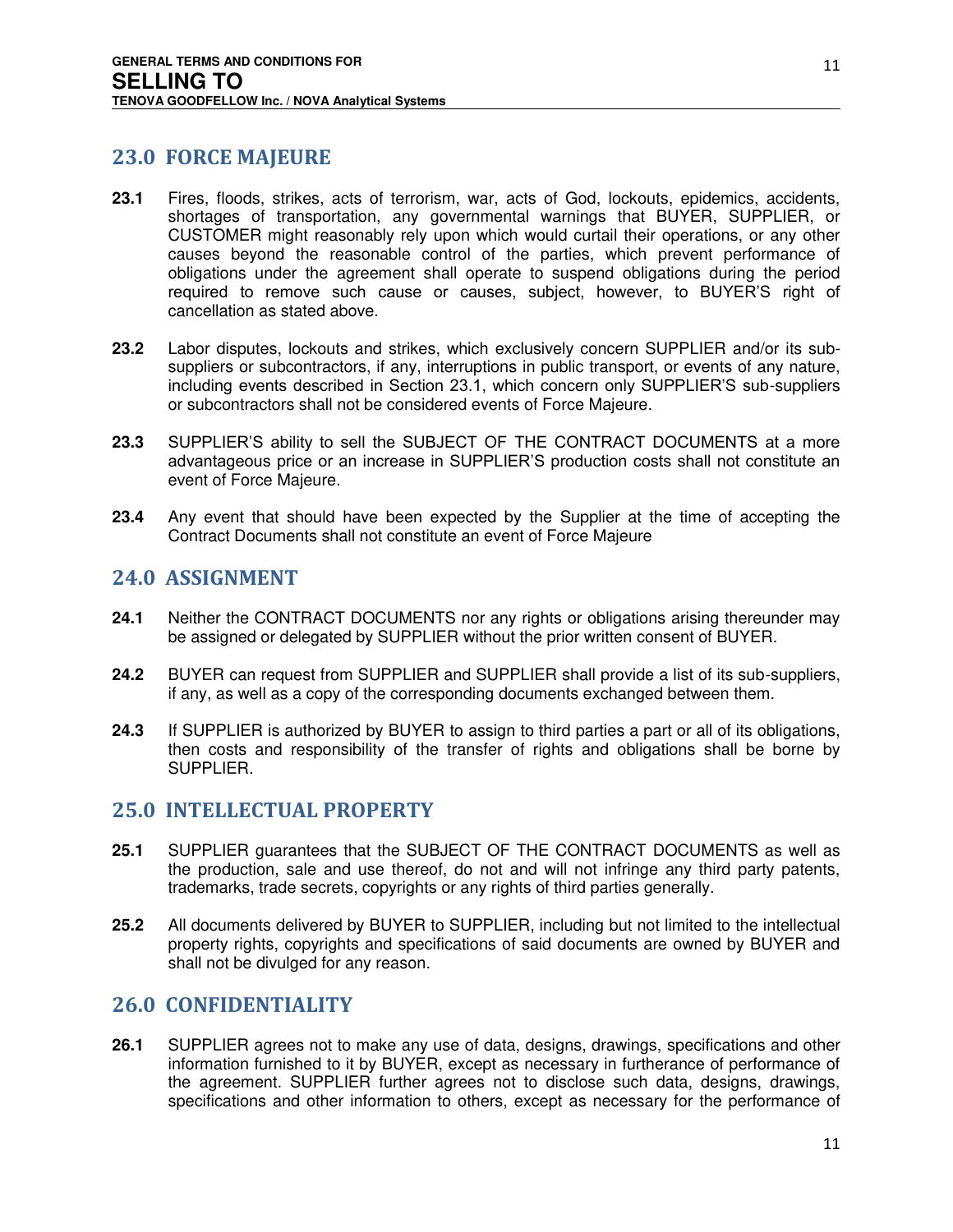## 23.0 FORCE MAJEURE

**23.1** Fires, floods, strikes, acts of terrorism, war, acts of God, lockouts, epidemics, accidents, shortages of transportation, any governmental warnings that BUYER, SUPPLIER, or CUSTOMER might reasonably rely upon which would curtail their operations, or any other causes beyond the reasonable control of the parties, which prevent performance of obligations under the agreement shall operate to suspend obligations during the period required to remove such cause or causes, subject, however, to BUYER'S right of cancellation as stated above.

**23.2** Labor disputes, lockouts and strikes, which exclusively concern SUPPLIER and/or its sub-suppliers or subcontractors, if any, interruptions in public transport, or events of any nature, including events described in Section 23.1, which concern only SUPPLIER'S sub-suppliers or subcontractors shall not be considered events of Force Majeure.

**23.3** SUPPLIER'S ability to sell the SUBJECT OF THE CONTRACT DOCUMENTS at a more advantageous price or an increase in SUPPLIER'S production costs shall not constitute an event of Force Majeure.

**23.4** Any event that should have been expected by the Supplier at the time of accepting the Contract Documents shall not constitute an event of Force Majeure

## 24.0 ASSIGNMENT

**24.1** Neither the CONTRACT DOCUMENTS nor any rights or obligations arising thereunder may be assigned or delegated by SUPPLIER without the prior written consent of BUYER.

**24.2** BUYER can request from SUPPLIER and SUPPLIER shall provide a list of its sub-suppliers, if any, as well as a copy of the corresponding documents exchanged between them.

**24.3** If SUPPLIER is authorized by BUYER to assign to third parties a part or all of its obligations, then costs and responsibility of the transfer of rights and obligations shall be borne by SUPPLIER.

## 25.0 INTELLECTUAL PROPERTY

**25.1** SUPPLIER guarantees that the SUBJECT OF THE CONTRACT DOCUMENTS as well as the production, sale and use thereof, do not and will not infringe any third party patents, trademarks, trade secrets, copyrights or any rights of third parties generally.

**25.2** All documents delivered by BUYER to SUPPLIER, including but not limited to the intellectual property rights, copyrights and specifications of said documents are owned by BUYER and shall not be divulged for any reason.

## 26.0 CONFIDENTIALITY

**26.1** SUPPLIER agrees not to make any use of data, designs, drawings, specifications and other information furnished to it by BUYER, except as necessary in furtherance of performance of the agreement. SUPPLIER further agrees not to disclose such data, designs, drawings, specifications and other information to others, except as necessary for the performance of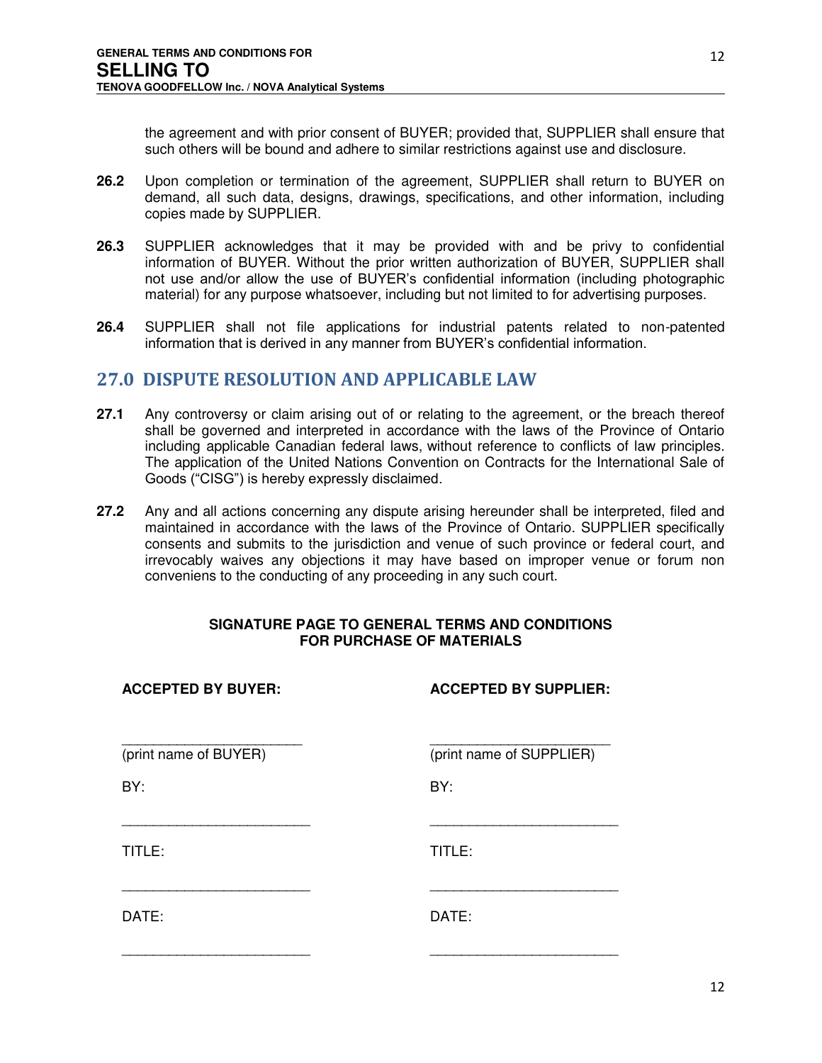the agreement and with prior consent of BUYER; provided that, SUPPLIER shall ensure that such others will be bound and adhere to similar restrictions against use and disclosure.

**26.2** Upon completion or termination of the agreement, SUPPLIER shall return to BUYER on demand, all such data, designs, drawings, specifications, and other information, including copies made by SUPPLIER.

**26.3** SUPPLIER acknowledges that it may be provided with and be privy to confidential information of BUYER. Without the prior written authorization of BUYER, SUPPLIER shall not use and/or allow the use of BUYER's confidential information (including photographic material) for any purpose whatsoever, including but not limited to for advertising purposes.

**26.4** SUPPLIER shall not file applications for industrial patents related to non-patented information that is derived in any manner from BUYER's confidential information.

## 27.0 DISPUTE RESOLUTION AND APPLICABLE LAW

**27.1** Any controversy or claim arising out of or relating to the agreement, or the breach thereof shall be governed and interpreted in accordance with the laws of the Province of Ontario including applicable Canadian federal laws, without reference to conflicts of law principles. The application of the United Nations Convention on Contracts for the International Sale of Goods ("CISG") is hereby expressly disclaimed.

**27.2** Any and all actions concerning any dispute arising hereunder shall be interpreted, filed and maintained in accordance with the laws of the Province of Ontario. SUPPLIER specifically consents and submits to the jurisdiction and venue of such province or federal court, and irrevocably waives any objections it may have based on improper venue or forum non conveniens to the conducting of any proceeding in any such court.

**SIGNATURE PAGE TO GENERAL TERMS AND CONDITIONS FOR PURCHASE OF MATERIALS**

| **ACCEPTED BY BUYER:** | **ACCEPTED BY SUPPLIER:** |
|---|---|
| ______________________ | ______________________ |
| (print name of BUYER) | (print name of SUPPLIER) |
| BY: | BY: |
| ______________________ | ______________________ |
| TITLE: | TITLE: |
| ______________________ | ______________________ |
| DATE: | DATE: |
| ______________________ | ______________________ |